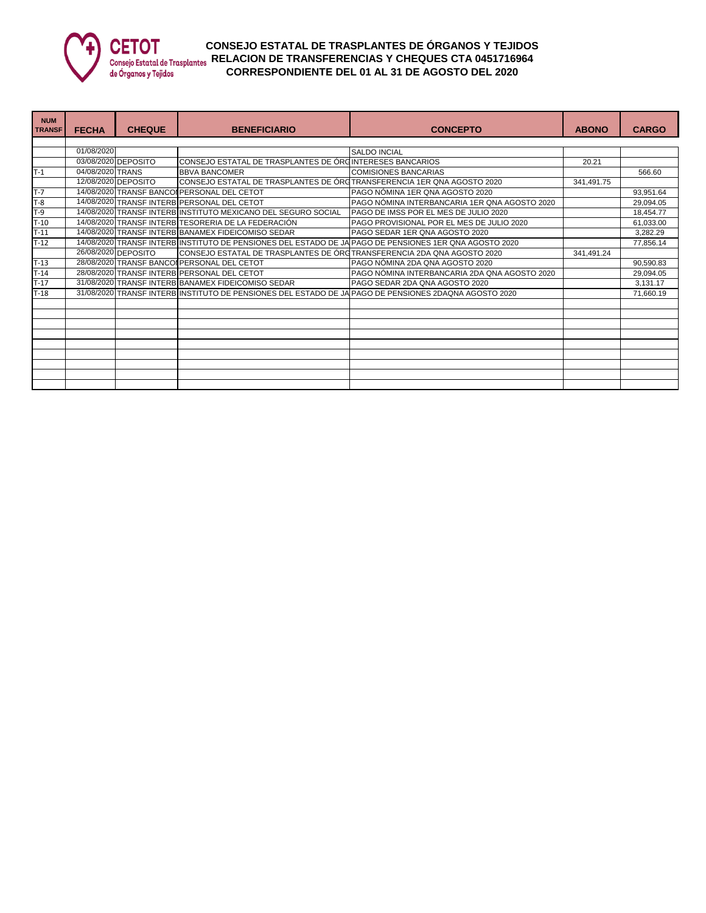CETOT
Consejo Estatal de Trasplantes de Órganos y Tejidos

# CONSEJO ESTATAL DE TRASPLANTES DE ÓRGANOS Y TEJIDOS
## RELACION DE TRANSFERENCIAS Y CHEQUES CTA 0451716964
## CORRESPONDIENTE DEL 01 AL 31 DE AGOSTO DEL 2020

| NUM TRANSF | FECHA | CHEQUE | BENEFICIARIO | CONCEPTO | ABONO | CARGO |
|---|---|---|---|---|---|---|
| | 01/08/2020 | | | SALDO INCIAL | | |
| | 03/08/2020 | DEPOSITO | CONSEJO ESTATAL DE TRASPLANTES DE ÓRG | INTERESES BANCARIOS | 20.21 | |
| T-1 | 04/08/2020 | TRANS | BBVA BANCOMER | COMISIONES BANCARIAS | | 566.60 |
| | 12/08/2020 | DEPOSITO | CONSEJO ESTATAL DE TRASPLANTES DE ÓRG | TRANSFERENCIA 1ER QNA AGOSTO 2020 | 341,491.75 | |
| T-7 | 14/08/2020 | TRANSF BANCO | PERSONAL DEL CETOT | PAGO NÓMINA 1ER QNA AGOSTO 2020 | | 93,951.64 |
| T-8 | 14/08/2020 | TRANSF INTERB | PERSONAL DEL CETOT | PAGO NÓMINA INTERBANCARIA 1ER QNA AGOSTO 2020 | | 29,094.05 |
| T-9 | 14/08/2020 | TRANSF INTERB | INSTITUTO MEXICANO DEL SEGURO SOCIAL | PAGO DE IMSS POR EL MES DE JULIO 2020 | | 18,454.77 |
| T-10 | 14/08/2020 | TRANSF INTERB | TESORERIA DE LA FEDERACIÓN | PAGO PROVISIONAL POR EL MES DE JULIO 2020 | | 61,033.00 |
| T-11 | 14/08/2020 | TRANSF INTERB | BANAMEX FIDEICOMISO SEDAR | PAGO SEDAR 1ER QNA AGOSTO 2020 | | 3,282.29 |
| T-12 | 14/08/2020 | TRANSF INTERB | INSTITUTO DE PENSIONES DEL ESTADO DE JA | PAGO DE PENSIONES 1ER QNA AGOSTO 2020 | | 77,856.14 |
| | 26/08/2020 | DEPOSITO | CONSEJO ESTATAL DE TRASPLANTES DE ÓRG | TRANSFERENCIA 2DA QNA AGOSTO 2020 | 341,491.24 | |
| T-13 | 28/08/2020 | TRANSF BANCO | PERSONAL DEL CETOT | PAGO NÓMINA 2DA QNA AGOSTO 2020 | | 90,590.83 |
| T-14 | 28/08/2020 | TRANSF INTERB | PERSONAL DEL CETOT | PAGO NÓMINA INTERBANCARIA 2DA QNA AGOSTO 2020 | | 29,094.05 |
| T-17 | 31/08/2020 | TRANSF INTERB | BANAMEX FIDEICOMISO SEDAR | PAGO SEDAR 2DA QNA AGOSTO 2020 | | 3,131.17 |
| T-18 | 31/08/2020 | TRANSF INTERB | INSTITUTO DE PENSIONES DEL ESTADO DE JA | PAGO DE PENSIONES 2DAQNA AGOSTO 2020 | | 71,660.19 |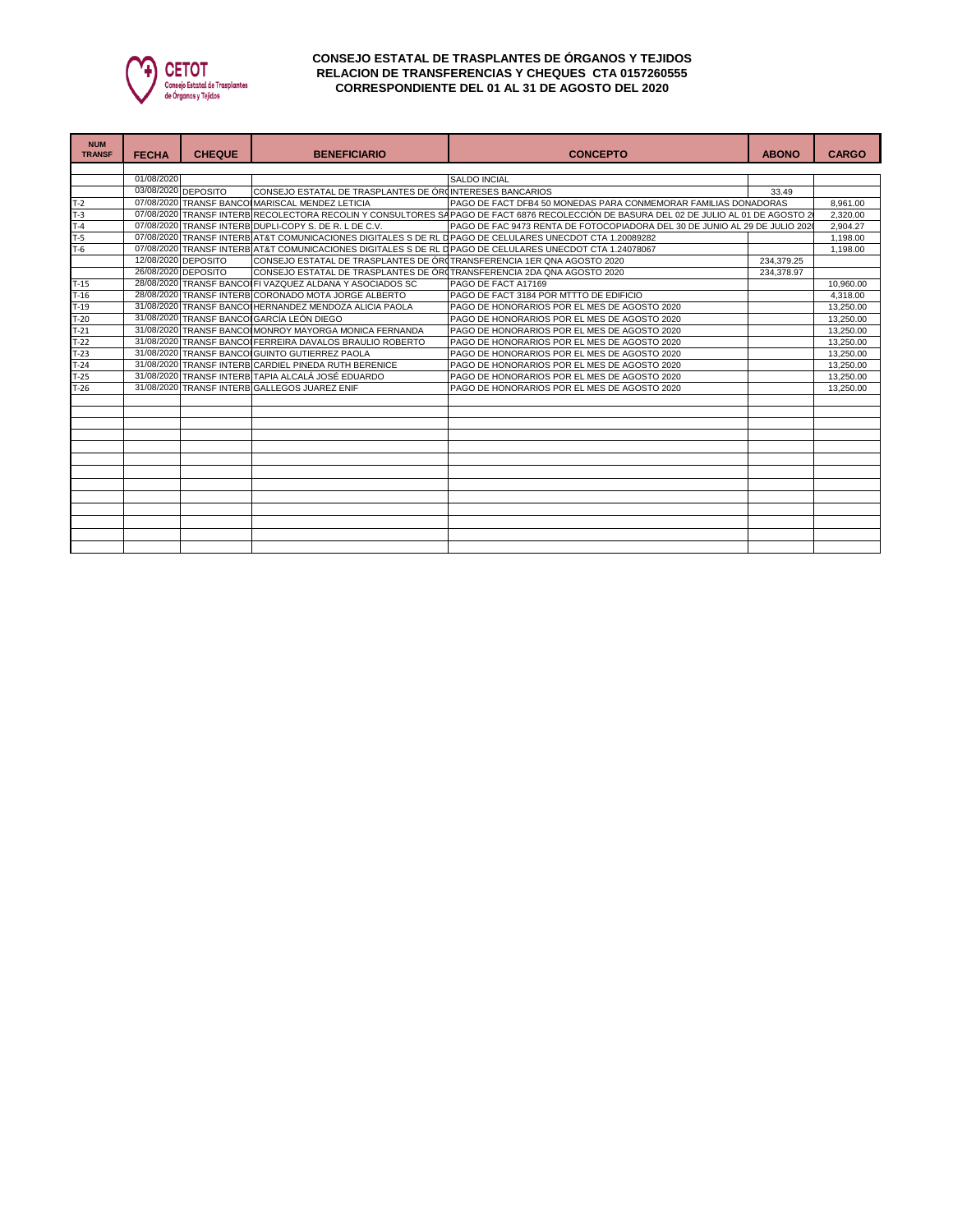**CONSEJO ESTATAL DE TRASPLANTES DE ÓRGANOS Y TEJIDOS**
**RELACION DE TRANSFERENCIAS Y CHEQUES CTA 0157260555**
**CORRESPONDIENTE DEL 01 AL 31 DE AGOSTO DEL 2020**

| NUM TRANSF | FECHA | CHEQUE | BENEFICIARIO | CONCEPTO | ABONO | CARGO |
|---|---|---|---|---|---|---|
| | 01/08/2020 | | | SALDO INCIAL | | |
| | 03/08/2020 | DEPOSITO | CONSEJO ESTATAL DE TRASPLANTES DE ÓR( | INTERESES BANCARIOS | 33.49 | |
| T-2 | 07/08/2020 | TRANSF BANCO | MARISCAL MENDEZ LETICIA | PAGO DE FACT DFB4 50 MONEDAS PARA CONMEMORAR FAMILIAS DONADORAS | | 8,961.00 |
| T-3 | 07/08/2020 | TRANSF INTERB | RECOLECTORA RECOLIN Y CONSULTORES SA | PAGO DE FACT 6876 RECOLECCIÓN DE BASURA DEL 02 DE JULIO AL 01 DE AGOSTO 2( | | 2,320.00 |
| T-4 | 07/08/2020 | TRANSF INTERB | DUPLI-COPY S. DE R. L DE C.V. | PAGO DE FAC 9473 RENTA DE FOTOCOPIADORA DEL 30 DE JUNIO AL 29 DE JULIO 202( | | 2,904.27 |
| T-5 | 07/08/2020 | TRANSF INTERB | AT&T COMUNICACIONES DIGITALES S DE RL D | PAGO DE CELULARES UNECDOT CTA 1.20089282 | | 1,198.00 |
| T-6 | 07/08/2020 | TRANSF INTERB | AT&T COMUNICACIONES DIGITALES S DE RL D | PAGO DE CELULARES UNECDOT CTA 1.24078067 | | 1,198.00 |
| | 12/08/2020 | DEPOSITO | CONSEJO ESTATAL DE TRASPLANTES DE ÓR( | TRANSFERENCIA 1ER QNA AGOSTO 2020 | 234,379.25 | |
| | 26/08/2020 | DEPOSITO | CONSEJO ESTATAL DE TRASPLANTES DE ÓR( | TRANSFERENCIA 2DA QNA AGOSTO 2020 | 234,378.97 | |
| T-15 | 28/08/2020 | TRANSF BANCO | FI VAZQUEZ ALDANA Y ASOCIADOS SC | PAGO DE FACT A17169 | | 10,960.00 |
| T-16 | 28/08/2020 | TRANSF INTERB | CORONADO MOTA JORGE ALBERTO | PAGO DE FACT 3184 POR MTTTO DE EDIFICIO | | 4,318.00 |
| T-19 | 31/08/2020 | TRANSF BANCO | HERNANDEZ MENDOZA ALICIA PAOLA | PAGO DE HONORARIOS POR EL MES DE AGOSTO 2020 | | 13,250.00 |
| T-20 | 31/08/2020 | TRANSF BANCO | GARCÍA LEÓN DIEGO | PAGO DE HONORARIOS POR EL MES DE AGOSTO 2020 | | 13,250.00 |
| T-21 | 31/08/2020 | TRANSF BANCO | MONROY MAYORGA MONICA FERNANDA | PAGO DE HONORARIOS POR EL MES DE AGOSTO 2020 | | 13,250.00 |
| T-22 | 31/08/2020 | TRANSF BANCO | FERREIRA DAVALOS BRAULIO ROBERTO | PAGO DE HONORARIOS POR EL MES DE AGOSTO 2020 | | 13,250.00 |
| T-23 | 31/08/2020 | TRANSF BANCO | GUINTO GUTIERREZ PAOLA | PAGO DE HONORARIOS POR EL MES DE AGOSTO 2020 | | 13,250.00 |
| T-24 | 31/08/2020 | TRANSF INTERB | CARDIEL PINEDA RUTH BERENICE | PAGO DE HONORARIOS POR EL MES DE AGOSTO 2020 | | 13,250.00 |
| T-25 | 31/08/2020 | TRANSF INTERB | TAPIA ALCALÁ JOSÉ EDUARDO | PAGO DE HONORARIOS POR EL MES DE AGOSTO 2020 | | 13,250.00 |
| T-26 | 31/08/2020 | TRANSF INTERB | GALLEGOS JUAREZ ENIF | PAGO DE HONORARIOS POR EL MES DE AGOSTO 2020 | | 13,250.00 |